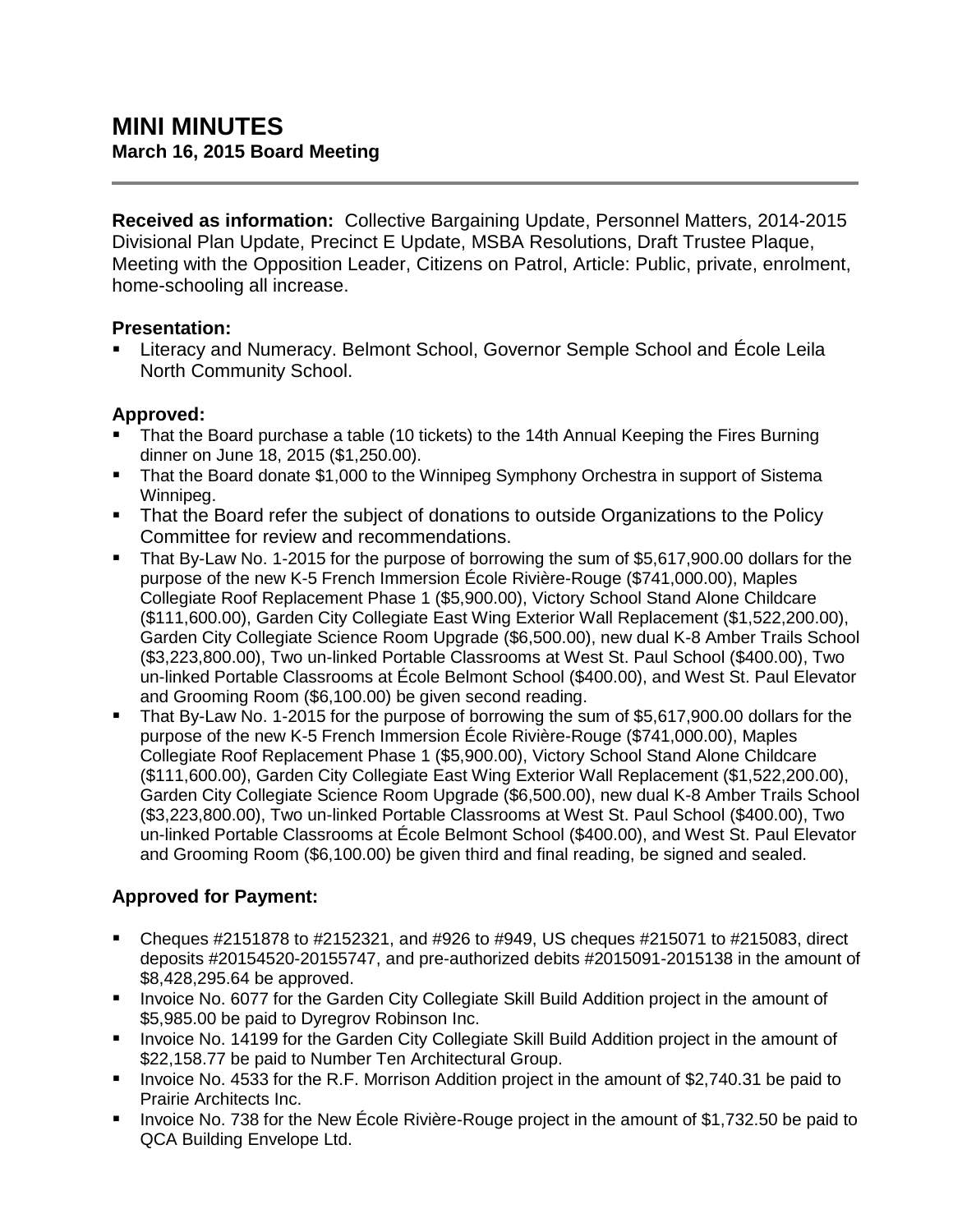# MINI MINUTES

**March 16, 2015 Board Meeting**

---

**Received as information:** Collective Bargaining Update, Personnel Matters, 2014-2015 Divisional Plan Update, Precinct E Update, MSBA Resolutions, Draft Trustee Plaque, Meeting with the Opposition Leader, Citizens on Patrol, Article: Public, private, enrolment, home-schooling all increase.

## Presentation:

- Literacy and Numeracy. Belmont School, Governor Semple School and École Leila North Community School.

## Approved:

- That the Board purchase a table (10 tickets) to the 14th Annual Keeping the Fires Burning dinner on June 18, 2015 ($1,250.00).
- That the Board donate $1,000 to the Winnipeg Symphony Orchestra in support of Sistema Winnipeg.
- That the Board refer the subject of donations to outside Organizations to the Policy Committee for review and recommendations.
- That By-Law No. 1-2015 for the purpose of borrowing the sum of $5,617,900.00 dollars for the purpose of the new K-5 French Immersion École Rivière-Rouge ($741,000.00), Maples Collegiate Roof Replacement Phase 1 ($5,900.00), Victory School Stand Alone Childcare ($111,600.00), Garden City Collegiate East Wing Exterior Wall Replacement ($1,522,200.00), Garden City Collegiate Science Room Upgrade ($6,500.00), new dual K-8 Amber Trails School ($3,223,800.00), Two un-linked Portable Classrooms at West St. Paul School ($400.00), Two un-linked Portable Classrooms at École Belmont School ($400.00), and West St. Paul Elevator and Grooming Room ($6,100.00) be given second reading.
- That By-Law No. 1-2015 for the purpose of borrowing the sum of $5,617,900.00 dollars for the purpose of the new K-5 French Immersion École Rivière-Rouge ($741,000.00), Maples Collegiate Roof Replacement Phase 1 ($5,900.00), Victory School Stand Alone Childcare ($111,600.00), Garden City Collegiate East Wing Exterior Wall Replacement ($1,522,200.00), Garden City Collegiate Science Room Upgrade ($6,500.00), new dual K-8 Amber Trails School ($3,223,800.00), Two un-linked Portable Classrooms at West St. Paul School ($400.00), Two un-linked Portable Classrooms at École Belmont School ($400.00), and West St. Paul Elevator and Grooming Room ($6,100.00) be given third and final reading, be signed and sealed.

## Approved for Payment:

- Cheques #2151878 to #2152321, and #926 to #949, US cheques #215071 to #215083, direct deposits #20154520-20155747, and pre-authorized debits #2015091-2015138 in the amount of $8,428,295.64 be approved.
- Invoice No. 6077 for the Garden City Collegiate Skill Build Addition project in the amount of $5,985.00 be paid to Dyregrov Robinson Inc.
- Invoice No. 14199 for the Garden City Collegiate Skill Build Addition project in the amount of $22,158.77 be paid to Number Ten Architectural Group.
- Invoice No. 4533 for the R.F. Morrison Addition project in the amount of $2,740.31 be paid to Prairie Architects Inc.
- Invoice No. 738 for the New École Rivière-Rouge project in the amount of $1,732.50 be paid to QCA Building Envelope Ltd.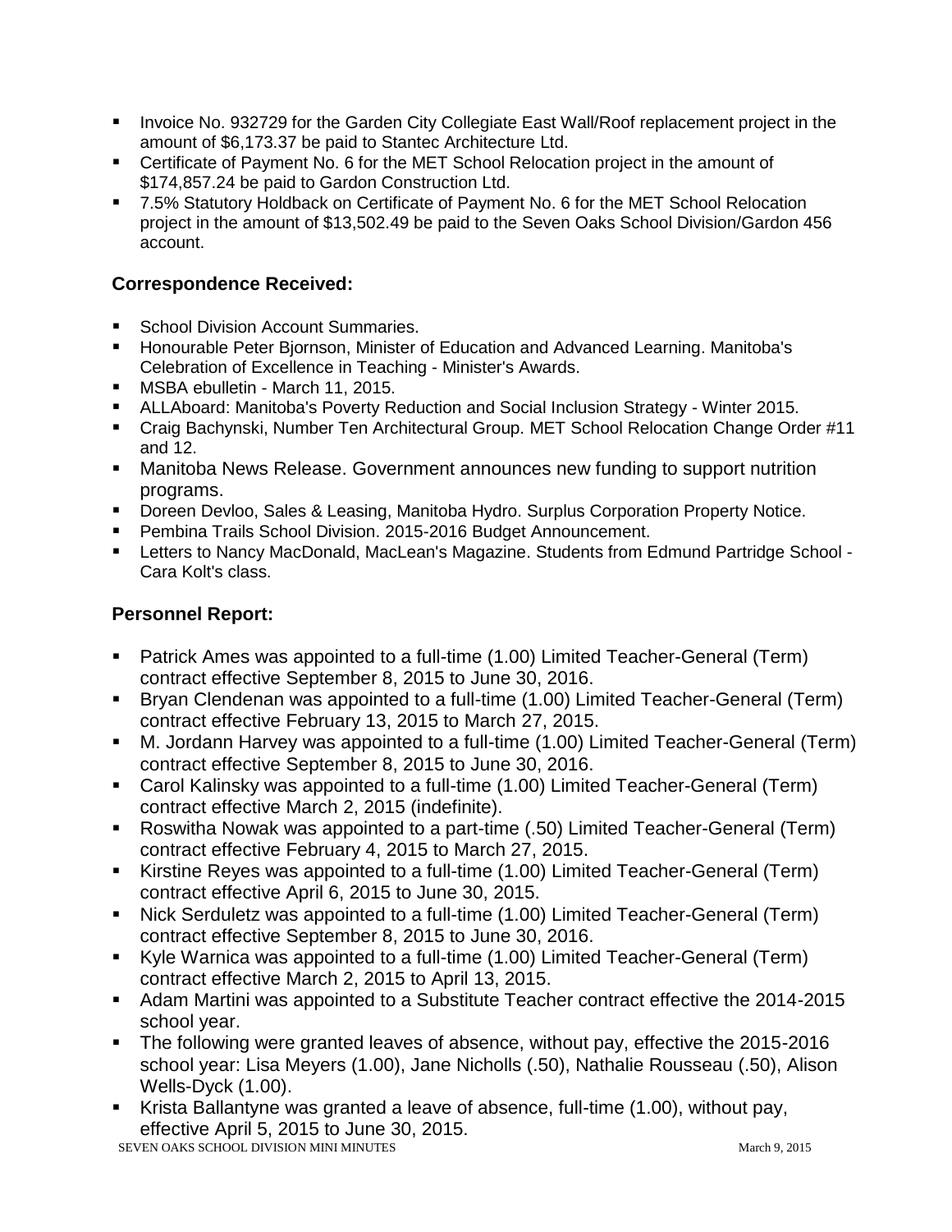- Invoice No. 932729 for the Garden City Collegiate East Wall/Roof replacement project in the amount of $6,173.37 be paid to Stantec Architecture Ltd.
- Certificate of Payment No. 6 for the MET School Relocation project in the amount of $174,857.24 be paid to Gardon Construction Ltd.
- 7.5% Statutory Holdback on Certificate of Payment No. 6 for the MET School Relocation project in the amount of $13,502.49 be paid to the Seven Oaks School Division/Gardon 456 account.

### Correspondence Received:

- School Division Account Summaries.
- Honourable Peter Bjornson, Minister of Education and Advanced Learning. Manitoba's Celebration of Excellence in Teaching - Minister's Awards.
- MSBA ebulletin - March 11, 2015.
- ALLAboard: Manitoba's Poverty Reduction and Social Inclusion Strategy - Winter 2015.
- Craig Bachynski, Number Ten Architectural Group. MET School Relocation Change Order #11 and 12.
- Manitoba News Release. Government announces new funding to support nutrition programs.
- Doreen Devloo, Sales & Leasing, Manitoba Hydro. Surplus Corporation Property Notice.
- Pembina Trails School Division. 2015-2016 Budget Announcement.
- Letters to Nancy MacDonald, MacLean's Magazine. Students from Edmund Partridge School - Cara Kolt's class.

### Personnel Report:

- Patrick Ames was appointed to a full-time (1.00) Limited Teacher-General (Term) contract effective September 8, 2015 to June 30, 2016.
- Bryan Clendenan was appointed to a full-time (1.00) Limited Teacher-General (Term) contract effective February 13, 2015 to March 27, 2015.
- M. Jordann Harvey was appointed to a full-time (1.00) Limited Teacher-General (Term) contract effective September 8, 2015 to June 30, 2016.
- Carol Kalinsky was appointed to a full-time (1.00) Limited Teacher-General (Term) contract effective March 2, 2015 (indefinite).
- Roswitha Nowak was appointed to a part-time (.50) Limited Teacher-General (Term) contract effective February 4, 2015 to March 27, 2015.
- Kirstine Reyes was appointed to a full-time (1.00) Limited Teacher-General (Term) contract effective April 6, 2015 to June 30, 2015.
- Nick Serduletz was appointed to a full-time (1.00) Limited Teacher-General (Term) contract effective September 8, 2015 to June 30, 2016.
- Kyle Warnica was appointed to a full-time (1.00) Limited Teacher-General (Term) contract effective March 2, 2015 to April 13, 2015.
- Adam Martini was appointed to a Substitute Teacher contract effective the 2014-2015 school year.
- The following were granted leaves of absence, without pay, effective the 2015-2016 school year: Lisa Meyers (1.00), Jane Nicholls (.50), Nathalie Rousseau (.50), Alison Wells-Dyck (1.00).
- Krista Ballantyne was granted a leave of absence, full-time (1.00), without pay, effective April 5, 2015 to June 30, 2015.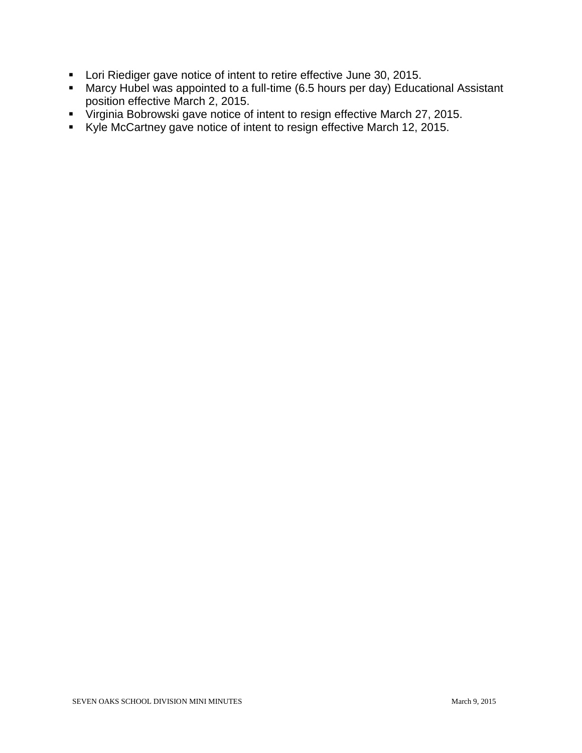- Lori Riediger gave notice of intent to retire effective June 30, 2015.
- Marcy Hubel was appointed to a full-time (6.5 hours per day) Educational Assistant position effective March 2, 2015.
- Virginia Bobrowski gave notice of intent to resign effective March 27, 2015.
- Kyle McCartney gave notice of intent to resign effective March 12, 2015.